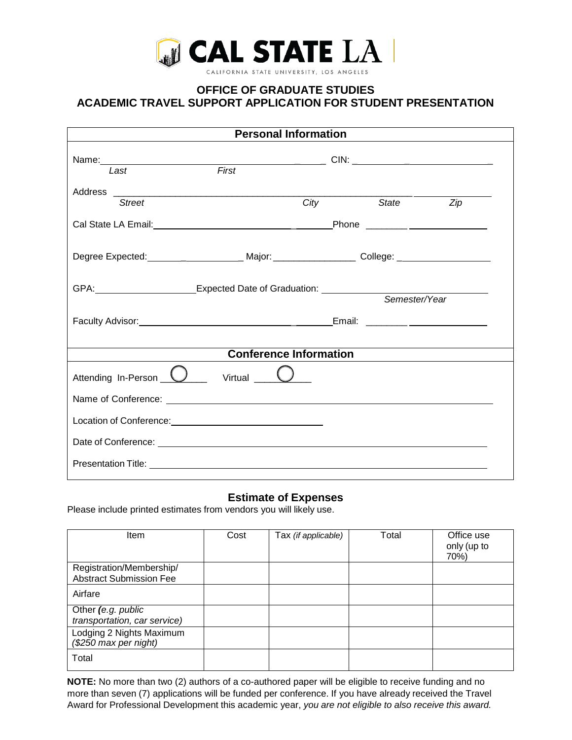# CAL STATE LA

CALIFORNIA STATE UNIVERSITY, LOS ANGELES

## OFFICE OF GRADUATE STUDIES
## ACADEMIC TRAVEL SUPPORT APPLICATION FOR STUDENT PRESENTATION

### Personal Information

Name: ______________________________ CIN: ______________________
*Last* *First*

Address ____________________________________________________________
*Street* *City* *State* *Zip*

Cal State LA Email: ______________________________ Phone ________________

Degree Expected: ________________ Major: ________________ College: ________________

GPA: ________________ Expected Date of Graduation: ________________________
*Semester/Year*

Faculty Advisor: ______________________________ Email: ________________

### Conference Information

Attending In-Person ◯ Virtual ◯

Name of Conference: ____________________________________________________________

Location of Conference: ______________________________

Date of Conference: ____________________________________________________________

Presentation Title: ____________________________________________________________

### Estimate of Expenses

Please include printed estimates from vendors you will likely use.

| Item | Cost | Tax *(if applicable)* | Total | Office use only (up to 70%) |
|---|---|---|---|---|
| Registration/Membership/ Abstract Submission Fee | | | | |
| Airfare | | | | |
| Other ***(****e.g. public transportation, car service)* | | | | |
| Lodging 2 Nights Maximum *($250 max per night)* | | | | |
| Total | | | | |

**NOTE:** No more than two (2) authors of a co-authored paper will be eligible to receive funding and no more than seven (7) applications will be funded per conference. If you have already received the Travel Award for Professional Development this academic year, *you are not eligible to also receive this award.*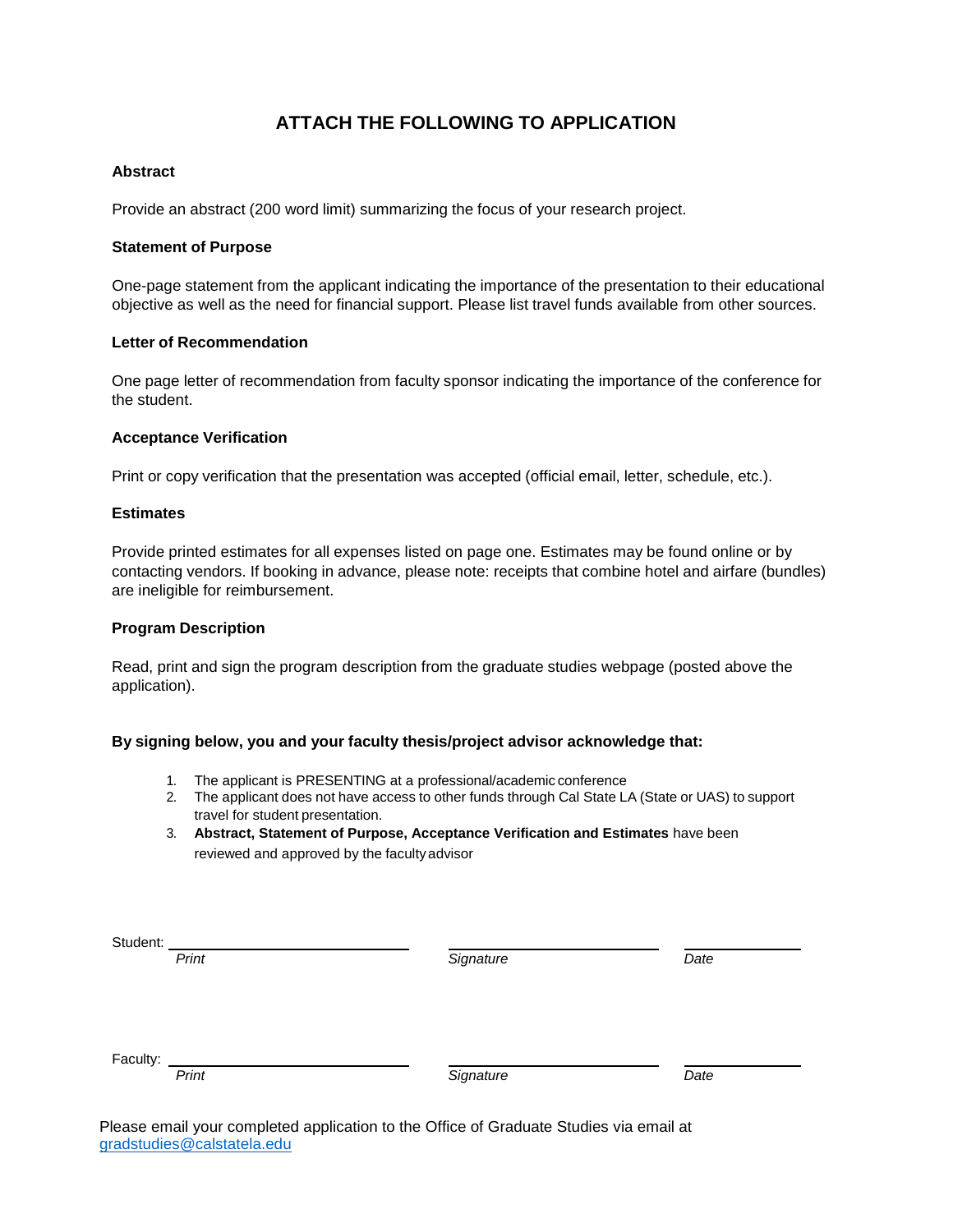# ATTACH THE FOLLOWING TO APPLICATION

### Abstract

Provide an abstract (200 word limit) summarizing the focus of your research project.

### Statement of Purpose

One-page statement from the applicant indicating the importance of the presentation to their educational objective as well as the need for financial support. Please list travel funds available from other sources.

### Letter of Recommendation

One page letter of recommendation from faculty sponsor indicating the importance of the conference for the student.

### Acceptance Verification

Print or copy verification that the presentation was accepted (official email, letter, schedule, etc.).

### Estimates

Provide printed estimates for all expenses listed on page one. Estimates may be found online or by contacting vendors. If booking in advance, please note: receipts that combine hotel and airfare (bundles) are ineligible for reimbursement.

### Program Description

Read, print and sign the program description from the graduate studies webpage (posted above the application).

**By signing below, you and your faculty thesis/project advisor acknowledge that:**

1. The applicant is PRESENTING at a professional/academic conference
2. The applicant does not have access to other funds through Cal State LA (State or UAS) to support travel for student presentation.
3. **Abstract, Statement of Purpose, Acceptance Verification and Estimates** have been reviewed and approved by the faculty advisor

Student: ______________________ ______________________ ______________
*Print* *Signature* *Date*

Faculty: ______________________ ______________________ ______________
*Print* *Signature* *Date*

Please email your completed application to the Office of Graduate Studies via email at gradstudies@calstatela.edu